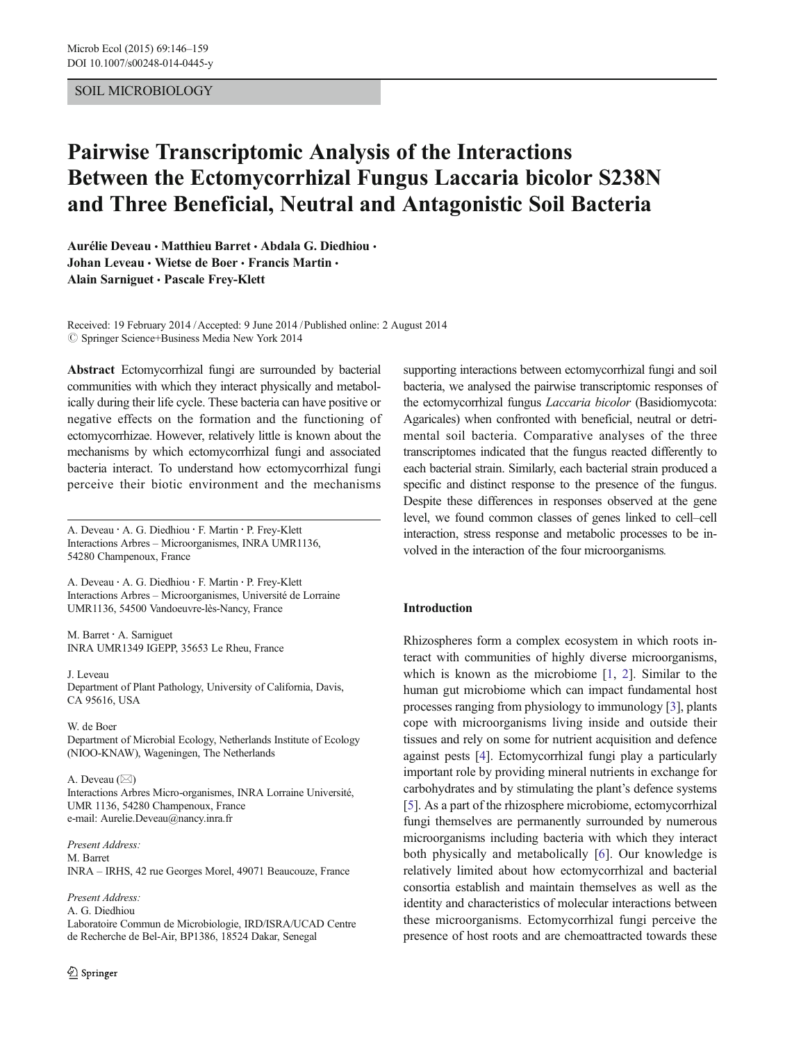SOIL MICROBIOLOGY

# Pairwise Transcriptomic Analysis of the Interactions Between the Ectomycorrhizal Fungus Laccaria bicolor S238N and Three Beneficial, Neutral and Antagonistic Soil Bacteria

Aurélie Deveau · Matthieu Barret · Abdala G. Diedhiou · Johan Leveau · Wietse de Boer · Francis Martin · Alain Sarniguet · Pascale Frey-Klett

Received: 19 February 2014 / Accepted: 9 June 2014 / Published online: 2 August 2014
© Springer Science+Business Media New York 2014

**Abstract** Ectomycorrhizal fungi are surrounded by bacterial communities with which they interact physically and metabolically during their life cycle. These bacteria can have positive or negative effects on the formation and the functioning of ectomycorrhizae. However, relatively little is known about the mechanisms by which ectomycorrhizal fungi and associated bacteria interact. To understand how ectomycorrhizal fungi perceive their biotic environment and the mechanisms supporting interactions between ectomycorrhizal fungi and soil bacteria, we analysed the pairwise transcriptomic responses of the ectomycorrhizal fungus *Laccaria bicolor* (Basidiomycota: Agaricales) when confronted with beneficial, neutral or detrimental soil bacteria. Comparative analyses of the three transcriptomes indicated that the fungus reacted differently to each bacterial strain. Similarly, each bacterial strain produced a specific and distinct response to the presence of the fungus. Despite these differences in responses observed at the gene level, we found common classes of genes linked to cell–cell interaction, stress response and metabolic processes to be involved in the interaction of the four microorganisms.

A. Deveau · A. G. Diedhiou · F. Martin · P. Frey-Klett
Interactions Arbres – Microorganismes, INRA UMR1136, 54280 Champenoux, France

A. Deveau · A. G. Diedhiou · F. Martin · P. Frey-Klett
Interactions Arbres – Microorganismes, Université de Lorraine UMR1136, 54500 Vandoeuvre-lès-Nancy, France

M. Barret · A. Sarniguet
INRA UMR1349 IGEPP, 35653 Le Rheu, France

J. Leveau
Department of Plant Pathology, University of California, Davis, CA 95616, USA

W. de Boer
Department of Microbial Ecology, Netherlands Institute of Ecology (NIOO-KNAW), Wageningen, The Netherlands

A. Deveau (✉)
Interactions Arbres Micro-organismes, INRA Lorraine Université, UMR 1136, 54280 Champenoux, France
e-mail: Aurelie.Deveau@nancy.inra.fr

*Present Address:*
M. Barret
INRA – IRHS, 42 rue Georges Morel, 49071 Beaucouze, France

*Present Address:*
A. G. Diedhiou
Laboratoire Commun de Microbiologie, IRD/ISRA/UCAD Centre de Recherche de Bel-Air, BP1386, 18524 Dakar, Senegal

## Introduction

Rhizospheres form a complex ecosystem in which roots interact with communities of highly diverse microorganisms, which is known as the microbiome [1, 2]. Similar to the human gut microbiome which can impact fundamental host processes ranging from physiology to immunology [3], plants cope with microorganisms living inside and outside their tissues and rely on some for nutrient acquisition and defence against pests [4]. Ectomycorrhizal fungi play a particularly important role by providing mineral nutrients in exchange for carbohydrates and by stimulating the plant's defence systems [5]. As a part of the rhizosphere microbiome, ectomycorrhizal fungi themselves are permanently surrounded by numerous microorganisms including bacteria with which they interact both physically and metabolically [6]. Our knowledge is relatively limited about how ectomycorrhizal and bacterial consortia establish and maintain themselves as well as the identity and characteristics of molecular interactions between these microorganisms. Ectomycorrhizal fungi perceive the presence of host roots and are chemoattracted towards these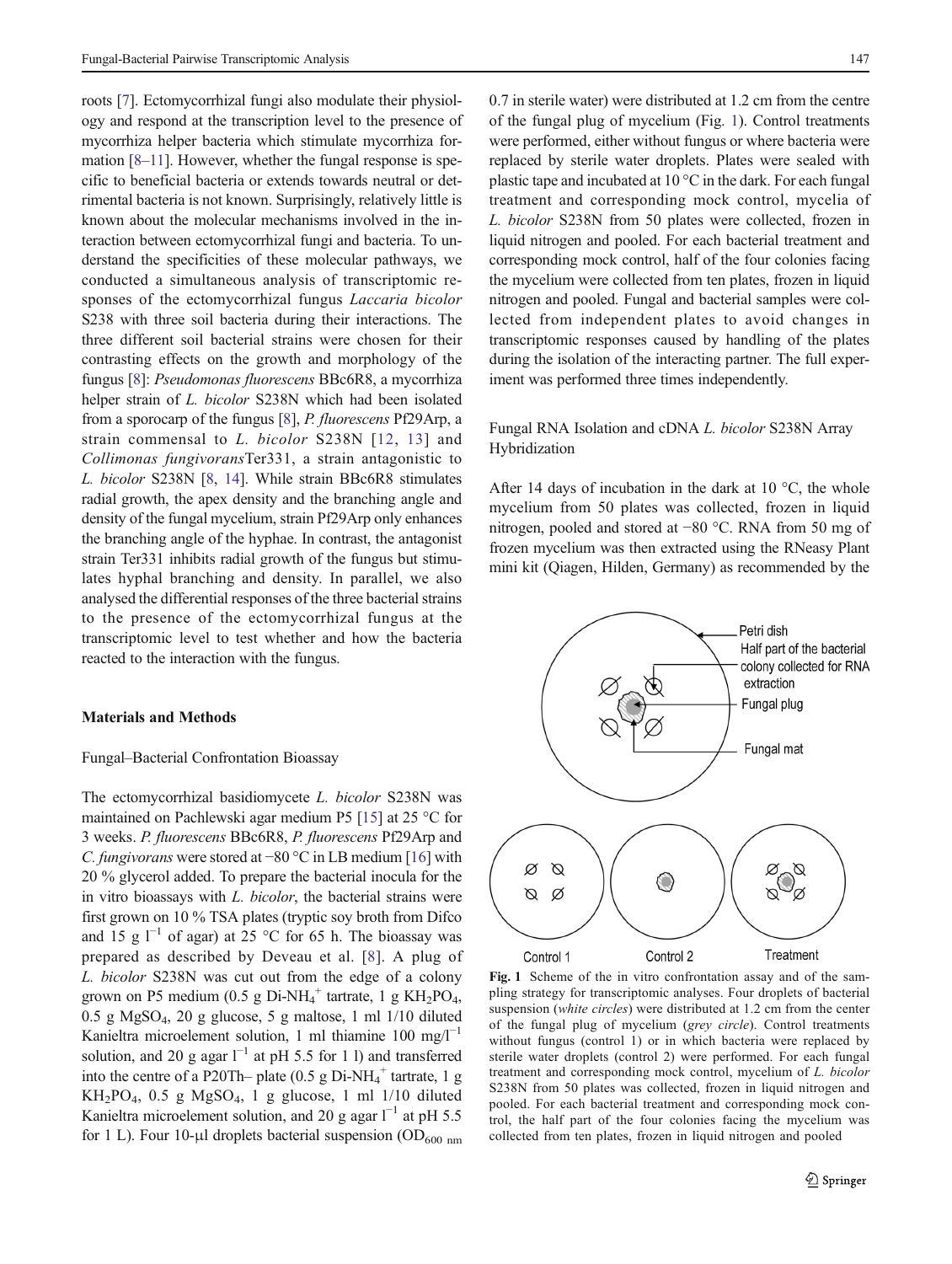roots [7]. Ectomycorrhizal fungi also modulate their physiology and respond at the transcription level to the presence of mycorrhiza helper bacteria which stimulate mycorrhiza formation [8–11]. However, whether the fungal response is specific to beneficial bacteria or extends towards neutral or detrimental bacteria is not known. Surprisingly, relatively little is known about the molecular mechanisms involved in the interaction between ectomycorrhizal fungi and bacteria. To understand the specificities of these molecular pathways, we conducted a simultaneous analysis of transcriptomic responses of the ectomycorrhizal fungus *Laccaria bicolor* S238 with three soil bacteria during their interactions. The three different soil bacterial strains were chosen for their contrasting effects on the growth and morphology of the fungus [8]: *Pseudomonas fluorescens* BBc6R8, a mycorrhiza helper strain of *L. bicolor* S238N which had been isolated from a sporocarp of the fungus [8], *P. fluorescens* Pf29Arp, a strain commensal to *L. bicolor* S238N [12, 13] and *Collimonas fungivorans*Ter331, a strain antagonistic to *L. bicolor* S238N [8, 14]. While strain BBc6R8 stimulates radial growth, the apex density and the branching angle and density of the fungal mycelium, strain Pf29Arp only enhances the branching angle of the hyphae. In contrast, the antagonist strain Ter331 inhibits radial growth of the fungus but stimulates hyphal branching and density. In parallel, we also analysed the differential responses of the three bacterial strains to the presence of the ectomycorrhizal fungus at the transcriptomic level to test whether and how the bacteria reacted to the interaction with the fungus.

## Materials and Methods

### Fungal–Bacterial Confrontation Bioassay

The ectomycorrhizal basidiomycete *L. bicolor* S238N was maintained on Pachlewski agar medium P5 [15] at 25 °C for 3 weeks. *P. fluorescens* BBc6R8, *P. fluorescens* Pf29Arp and *C. fungivorans* were stored at −80 °C in LB medium [16] with 20 % glycerol added. To prepare the bacterial inocula for the in vitro bioassays with *L. bicolor*, the bacterial strains were first grown on 10 % TSA plates (tryptic soy broth from Difco and 15 g $l^{-1}$ of agar) at 25 °C for 65 h. The bioassay was prepared as described by Deveau et al. [8]. A plug of *L. bicolor* S238N was cut out from the edge of a colony grown on P5 medium (0.5 g Di-$NH_4^+$ tartrate, 1 g $KH_2PO_4$, 0.5 g $MgSO_4$, 20 g glucose, 5 g maltose, 1 ml 1/10 diluted Kanieltra microelement solution, 1 ml thiamine 100 mg/$l^{-1}$ solution, and 20 g agar $l^{-1}$ at pH 5.5 for 1 l) and transferred into the centre of a P20Th– plate (0.5 g Di-$NH_4^+$ tartrate, 1 g $KH_2PO_4$, 0.5 g $MgSO_4$, 1 g glucose, 1 ml 1/10 diluted Kanieltra microelement solution, and 20 g agar $l^{-1}$ at pH 5.5 for 1 L). Four 10-μl droplets bacterial suspension ($OD_{600\ nm}$ 0.7 in sterile water) were distributed at 1.2 cm from the centre of the fungal plug of mycelium (Fig. 1). Control treatments were performed, either without fungus or where bacteria were replaced by sterile water droplets. Plates were sealed with plastic tape and incubated at 10 °C in the dark. For each fungal treatment and corresponding mock control, mycelia of *L. bicolor* S238N from 50 plates were collected, frozen in liquid nitrogen and pooled. For each bacterial treatment and corresponding mock control, half of the four colonies facing the mycelium were collected from ten plates, frozen in liquid nitrogen and pooled. Fungal and bacterial samples were collected from independent plates to avoid changes in transcriptomic responses caused by handling of the plates during the isolation of the interacting partner. The full experiment was performed three times independently.

### Fungal RNA Isolation and cDNA *L. bicolor* S238N Array Hybridization

After 14 days of incubation in the dark at 10 °C, the whole mycelium from 50 plates was collected, frozen in liquid nitrogen, pooled and stored at −80 °C. RNA from 50 mg of frozen mycelium was then extracted using the RNeasy Plant mini kit (Qiagen, Hilden, Germany) as recommended by the

Petri dish
Half part of the bacterial colony collected for RNA extraction
Fungal plug
Fungal mat

Control 1 &nbsp;&nbsp;&nbsp; Control 2 &nbsp;&nbsp;&nbsp; Treatment

**Fig. 1** Scheme of the in vitro confrontation assay and of the sampling strategy for transcriptomic analyses. Four droplets of bacterial suspension (*white circles*) were distributed at 1.2 cm from the center of the fungal plug of mycelium (*grey circle*). Control treatments without fungus (control 1) or in which bacteria were replaced by sterile water droplets (control 2) were performed. For each fungal treatment and corresponding mock control, mycelium of *L. bicolor* S238N from 50 plates was collected, frozen in liquid nitrogen and pooled. For each bacterial treatment and corresponding mock control, the half part of the four colonies facing the mycelium was collected from ten plates, frozen in liquid nitrogen and pooled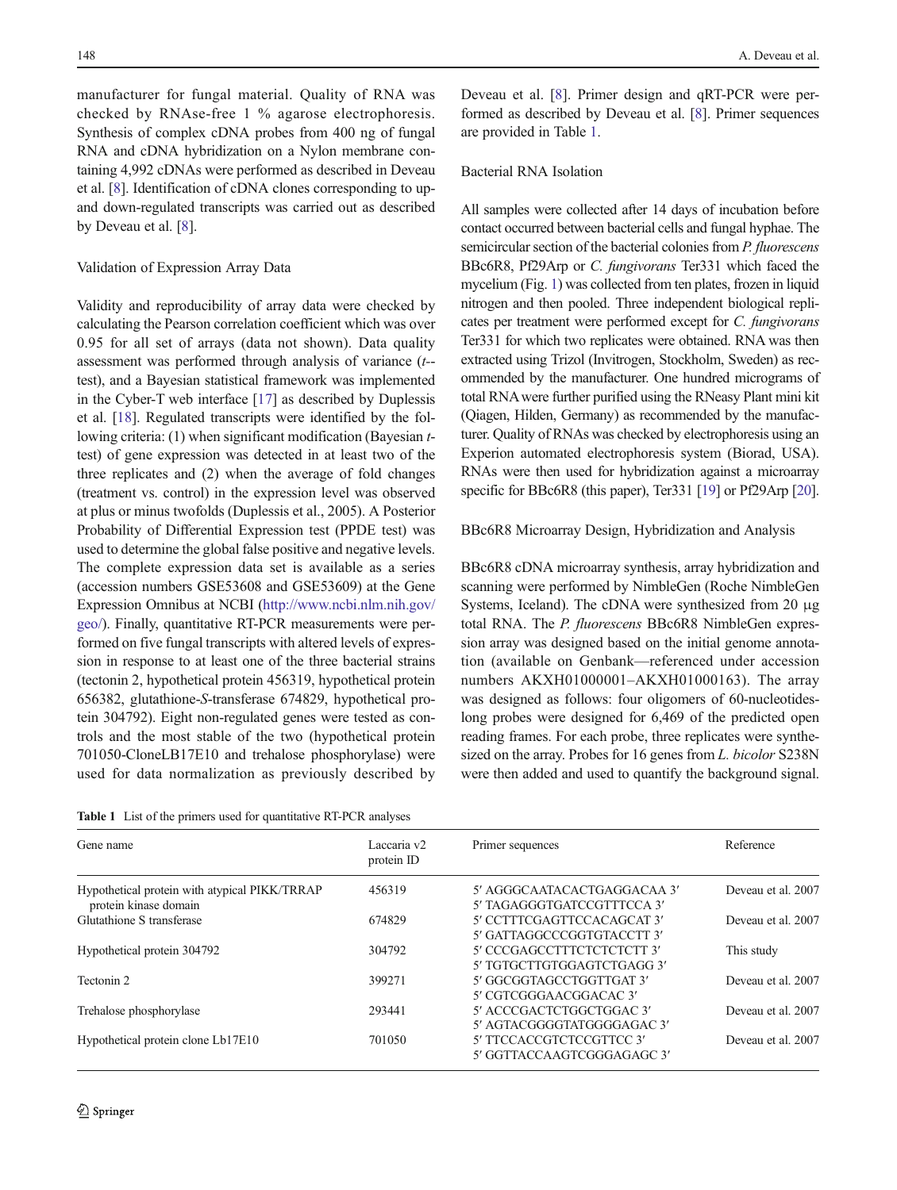manufacturer for fungal material. Quality of RNA was checked by RNAse-free 1 % agarose electrophoresis. Synthesis of complex cDNA probes from 400 ng of fungal RNA and cDNA hybridization on a Nylon membrane containing 4,992 cDNAs were performed as described in Deveau et al. [8]. Identification of cDNA clones corresponding to up- and down-regulated transcripts was carried out as described by Deveau et al. [8].

### Validation of Expression Array Data

Validity and reproducibility of array data were checked by calculating the Pearson correlation coefficient which was over 0.95 for all set of arrays (data not shown). Data quality assessment was performed through analysis of variance (*t*-test), and a Bayesian statistical framework was implemented in the Cyber-T web interface [17] as described by Duplessis et al. [18]. Regulated transcripts were identified by the following criteria: (1) when significant modification (Bayesian *t*-test) of gene expression was detected in at least two of the three replicates and (2) when the average of fold changes (treatment vs. control) in the expression level was observed at plus or minus twofolds (Duplessis et al., 2005). A Posterior Probability of Differential Expression test (PPDE test) was used to determine the global false positive and negative levels. The complete expression data set is available as a series (accession numbers GSE53608 and GSE53609) at the Gene Expression Omnibus at NCBI (http://www.ncbi.nlm.nih.gov/geo/). Finally, quantitative RT-PCR measurements were performed on five fungal transcripts with altered levels of expression in response to at least one of the three bacterial strains (tectonin 2, hypothetical protein 456319, hypothetical protein 656382, glutathione-*S*-transferase 674829, hypothetical protein 304792). Eight non-regulated genes were tested as controls and the most stable of the two (hypothetical protein 701050-CloneLB17E10 and trehalose phosphorylase) were used for data normalization as previously described by Deveau et al. [8]. Primer design and qRT-PCR were performed as described by Deveau et al. [8]. Primer sequences are provided in Table 1.

### Bacterial RNA Isolation

All samples were collected after 14 days of incubation before contact occurred between bacterial cells and fungal hyphae. The semicircular section of the bacterial colonies from *P. fluorescens* BBc6R8, Pf29Arp or *C. fungivorans* Ter331 which faced the mycelium (Fig. 1) was collected from ten plates, frozen in liquid nitrogen and then pooled. Three independent biological replicates per treatment were performed except for *C. fungivorans* Ter331 for which two replicates were obtained. RNA was then extracted using Trizol (Invitrogen, Stockholm, Sweden) as recommended by the manufacturer. One hundred micrograms of total RNA were further purified using the RNeasy Plant mini kit (Qiagen, Hilden, Germany) as recommended by the manufacturer. Quality of RNAs was checked by electrophoresis using an Experion automated electrophoresis system (Biorad, USA). RNAs were then used for hybridization against a microarray specific for BBc6R8 (this paper), Ter331 [19] or Pf29Arp [20].

### BBc6R8 Microarray Design, Hybridization and Analysis

BBc6R8 cDNA microarray synthesis, array hybridization and scanning were performed by NimbleGen (Roche NimbleGen Systems, Iceland). The cDNA were synthesized from 20 μg total RNA. The *P. fluorescens* BBc6R8 NimbleGen expression array was designed based on the initial genome annotation (available on Genbank—referenced under accession numbers AKXH01000001–AKXH01000163). The array was designed as follows: four oligomers of 60-nucleotides-long probes were designed for 6,469 of the predicted open reading frames. For each probe, three replicates were synthesized on the array. Probes for 16 genes from *L. bicolor* S238N were then added and used to quantify the background signal.

**Table 1** List of the primers used for quantitative RT-PCR analyses

| Gene name | Laccaria v2 protein ID | Primer sequences | Reference |
|---|---|---|---|
| Hypothetical protein with atypical PIKK/TRRAP protein kinase domain | 456319 | 5′ AGGGCAATACACTGAGGACAA 3′<br>5′ TAGAGGGTGATCCGTTTCCA 3′ | Deveau et al. 2007 |
| Glutathione S transferase | 674829 | 5′ CCTTTCGAGTTCCACAGCAT 3′<br>5′ GATTAGGCCCGGTGTACCTT 3′ | Deveau et al. 2007 |
| Hypothetical protein 304792 | 304792 | 5′ CCCGAGCCTTTCTCTCTCTT 3′<br>5′ TGTGCTTGTGGAGTCTGAGG 3′ | This study |
| Tectonin 2 | 399271 | 5′ GGCGGTAGCCTGGTTGAT 3′<br>5′ CGTCGGGAACGGACAC 3′ | Deveau et al. 2007 |
| Trehalose phosphorylase | 293441 | 5′ ACCCGACTCTGGCTGGAC 3′<br>5′ AGTACGGGGTATGGGGAGAC 3′ | Deveau et al. 2007 |
| Hypothetical protein clone Lb17E10 | 701050 | 5′ TTCCACCGTCTCCGTTCC 3′<br>5′ GGTTACCAAGTCGGGAGAGC 3′ | Deveau et al. 2007 |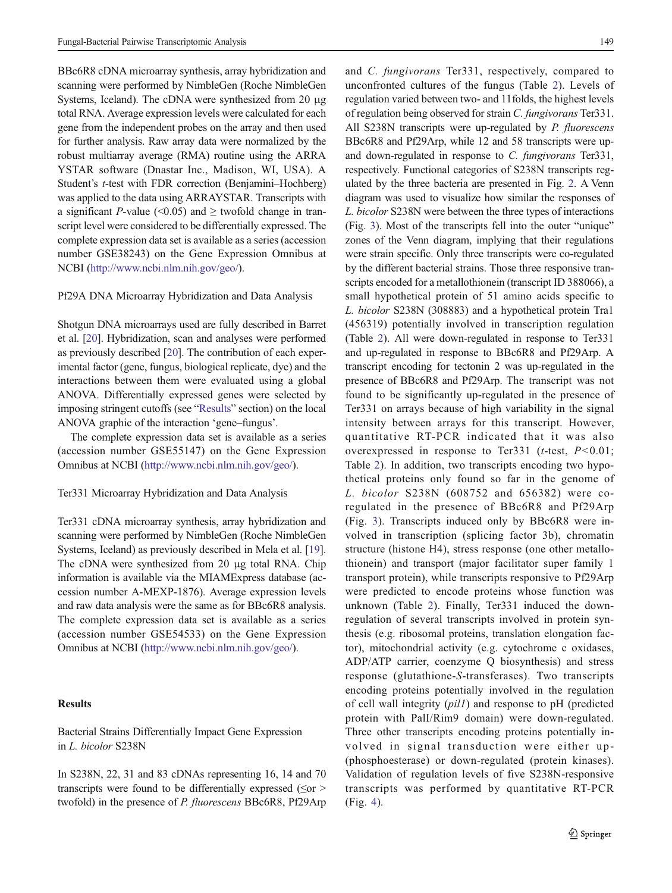BBc6R8 cDNA microarray synthesis, array hybridization and scanning were performed by NimbleGen (Roche NimbleGen Systems, Iceland). The cDNA were synthesized from 20 μg total RNA. Average expression levels were calculated for each gene from the independent probes on the array and then used for further analysis. Raw array data were normalized by the robust multiarray average (RMA) routine using the ARRA YSTAR software (Dnastar Inc., Madison, WI, USA). A Student's *t*-test with FDR correction (Benjamini–Hochberg) was applied to the data using ARRAYSTAR. Transcripts with a significant *P*-value (<0.05) and ≥ twofold change in transcript level were considered to be differentially expressed. The complete expression data set is available as a series (accession number GSE38243) on the Gene Expression Omnibus at NCBI (http://www.ncbi.nlm.nih.gov/geo/).

### Pf29A DNA Microarray Hybridization and Data Analysis

Shotgun DNA microarrays used are fully described in Barret et al. [20]. Hybridization, scan and analyses were performed as previously described [20]. The contribution of each experimental factor (gene, fungus, biological replicate, dye) and the interactions between them were evaluated using a global ANOVA. Differentially expressed genes were selected by imposing stringent cutoffs (see "Results" section) on the local ANOVA graphic of the interaction 'gene–fungus'.

The complete expression data set is available as a series (accession number GSE55147) on the Gene Expression Omnibus at NCBI (http://www.ncbi.nlm.nih.gov/geo/).

### Ter331 Microarray Hybridization and Data Analysis

Ter331 cDNA microarray synthesis, array hybridization and scanning were performed by NimbleGen (Roche NimbleGen Systems, Iceland) as previously described in Mela et al. [19]. The cDNA were synthesized from 20 μg total RNA. Chip information is available via the MIAMExpress database (accession number A-MEXP-1876). Average expression levels and raw data analysis were the same as for BBc6R8 analysis. The complete expression data set is available as a series (accession number GSE54533) on the Gene Expression Omnibus at NCBI (http://www.ncbi.nlm.nih.gov/geo/).

## Results

### Bacterial Strains Differentially Impact Gene Expression in *L. bicolor* S238N

In S238N, 22, 31 and 83 cDNAs representing 16, 14 and 70 transcripts were found to be differentially expressed (≤or > twofold) in the presence of *P. fluorescens* BBc6R8, Pf29Arp and *C. fungivorans* Ter331, respectively, compared to unconfronted cultures of the fungus (Table 2). Levels of regulation varied between two- and 11folds, the highest levels of regulation being observed for strain *C. fungivorans* Ter331. All S238N transcripts were up-regulated by *P. fluorescens* BBc6R8 and Pf29Arp, while 12 and 58 transcripts were up- and down-regulated in response to *C. fungivorans* Ter331, respectively. Functional categories of S238N transcripts regulated by the three bacteria are presented in Fig. 2. A Venn diagram was used to visualize how similar the responses of *L. bicolor* S238N were between the three types of interactions (Fig. 3). Most of the transcripts fell into the outer "unique" zones of the Venn diagram, implying that their regulations were strain specific. Only three transcripts were co-regulated by the different bacterial strains. Those three responsive transcripts encoded for a metallothionein (transcript ID 388066), a small hypothetical protein of 51 amino acids specific to *L. bicolor* S238N (308883) and a hypothetical protein Tra1 (456319) potentially involved in transcription regulation (Table 2). All were down-regulated in response to Ter331 and up-regulated in response to BBc6R8 and Pf29Arp. A transcript encoding for tectonin 2 was up-regulated in the presence of BBc6R8 and Pf29Arp. The transcript was not found to be significantly up-regulated in the presence of Ter331 on arrays because of high variability in the signal intensity between arrays for this transcript. However, quantitative RT-PCR indicated that it was also overexpressed in response to Ter331 (*t*-test, $P<0.01$; Table 2). In addition, two transcripts encoding two hypothetical proteins only found so far in the genome of *L. bicolor* S238N (608752 and 656382) were co-regulated in the presence of BBc6R8 and Pf29Arp (Fig. 3). Transcripts induced only by BBc6R8 were involved in transcription (splicing factor 3b), chromatin structure (histone H4), stress response (one other metallothionein) and transport (major facilitator super family 1 transport protein), while transcripts responsive to Pf29Arp were predicted to encode proteins whose function was unknown (Table 2). Finally, Ter331 induced the down-regulation of several transcripts involved in protein synthesis (e.g. ribosomal proteins, translation elongation factor), mitochondrial activity (e.g. cytochrome c oxidases, ADP/ATP carrier, coenzyme Q biosynthesis) and stress response (glutathione-*S*-transferases). Two transcripts encoding proteins potentially involved in the regulation of cell wall integrity (*pil1*) and response to pH (predicted protein with PalI/Rim9 domain) were down-regulated. Three other transcripts encoding proteins potentially involved in signal transduction were either up- (phosphoesterase) or down-regulated (protein kinases). Validation of regulation levels of five S238N-responsive transcripts was performed by quantitative RT-PCR (Fig. 4).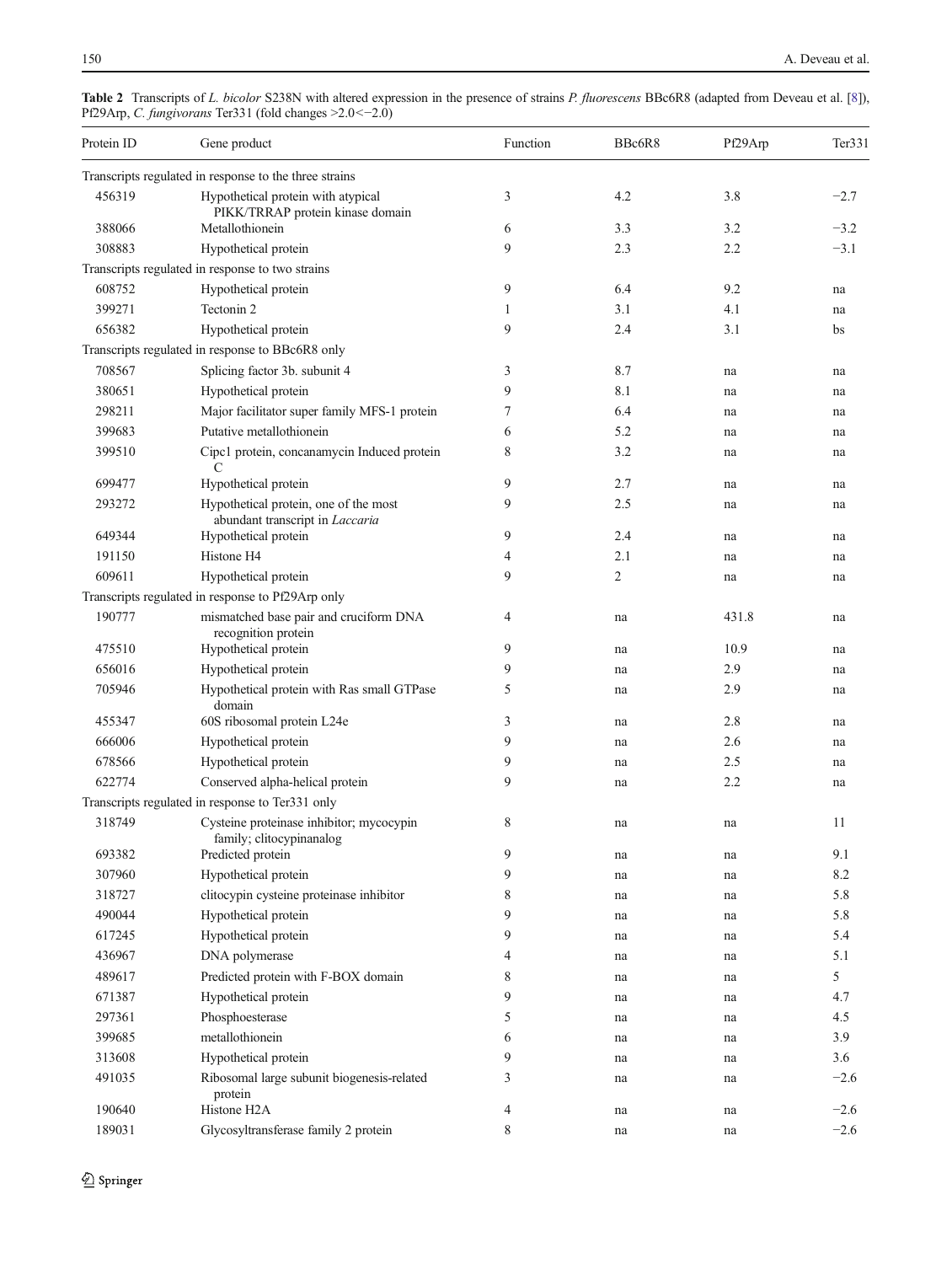**Table 2** Transcripts of *L. bicolor* S238N with altered expression in the presence of strains *P. fluorescens* BBc6R8 (adapted from Deveau et al. [8]), Pf29Arp, *C. fungivorans* Ter331 (fold changes >2.0<−2.0)

| Protein ID | Gene product | Function | BBc6R8 | Pf29Arp | Ter331 |
|---|---|---|---|---|---|
| Transcripts regulated in response to the three strains | | | | | |
| 456319 | Hypothetical protein with atypical PIKK/TRRAP protein kinase domain | 3 | 4.2 | 3.8 | −2.7 |
| 388066 | Metallothionein | 6 | 3.3 | 3.2 | −3.2 |
| 308883 | Hypothetical protein | 9 | 2.3 | 2.2 | −3.1 |
| Transcripts regulated in response to two strains | | | | | |
| 608752 | Hypothetical protein | 9 | 6.4 | 9.2 | na |
| 399271 | Tectonin 2 | 1 | 3.1 | 4.1 | na |
| 656382 | Hypothetical protein | 9 | 2.4 | 3.1 | bs |
| Transcripts regulated in response to BBc6R8 only | | | | | |
| 708567 | Splicing factor 3b. subunit 4 | 3 | 8.7 | na | na |
| 380651 | Hypothetical protein | 9 | 8.1 | na | na |
| 298211 | Major facilitator super family MFS-1 protein | 7 | 6.4 | na | na |
| 399683 | Putative metallothionein | 6 | 5.2 | na | na |
| 399510 | Cipc1 protein, concanamycin Induced protein C | 8 | 3.2 | na | na |
| 699477 | Hypothetical protein | 9 | 2.7 | na | na |
| 293272 | Hypothetical protein, one of the most abundant transcript in *Laccaria* | 9 | 2.5 | na | na |
| 649344 | Hypothetical protein | 9 | 2.4 | na | na |
| 191150 | Histone H4 | 4 | 2.1 | na | na |
| 609611 | Hypothetical protein | 9 | 2 | na | na |
| Transcripts regulated in response to Pf29Arp only | | | | | |
| 190777 | mismatched base pair and cruciform DNA recognition protein | 4 | na | 431.8 | na |
| 475510 | Hypothetical protein | 9 | na | 10.9 | na |
| 656016 | Hypothetical protein | 9 | na | 2.9 | na |
| 705946 | Hypothetical protein with Ras small GTPase domain | 5 | na | 2.9 | na |
| 455347 | 60S ribosomal protein L24e | 3 | na | 2.8 | na |
| 666006 | Hypothetical protein | 9 | na | 2.6 | na |
| 678566 | Hypothetical protein | 9 | na | 2.5 | na |
| 622774 | Conserved alpha-helical protein | 9 | na | 2.2 | na |
| Transcripts regulated in response to Ter331 only | | | | | |
| 318749 | Cysteine proteinase inhibitor; mycocypin family; clitocypinanalog | 8 | na | na | 11 |
| 693382 | Predicted protein | 9 | na | na | 9.1 |
| 307960 | Hypothetical protein | 9 | na | na | 8.2 |
| 318727 | clitocypin cysteine proteinase inhibitor | 8 | na | na | 5.8 |
| 490044 | Hypothetical protein | 9 | na | na | 5.8 |
| 617245 | Hypothetical protein | 9 | na | na | 5.4 |
| 436967 | DNA polymerase | 4 | na | na | 5.1 |
| 489617 | Predicted protein with F-BOX domain | 8 | na | na | 5 |
| 671387 | Hypothetical protein | 9 | na | na | 4.7 |
| 297361 | Phosphoesterase | 5 | na | na | 4.5 |
| 399685 | metallothionein | 6 | na | na | 3.9 |
| 313608 | Hypothetical protein | 9 | na | na | 3.6 |
| 491035 | Ribosomal large subunit biogenesis-related protein | 3 | na | na | −2.6 |
| 190640 | Histone H2A | 4 | na | na | −2.6 |
| 189031 | Glycosyltransferase family 2 protein | 8 | na | na | −2.6 |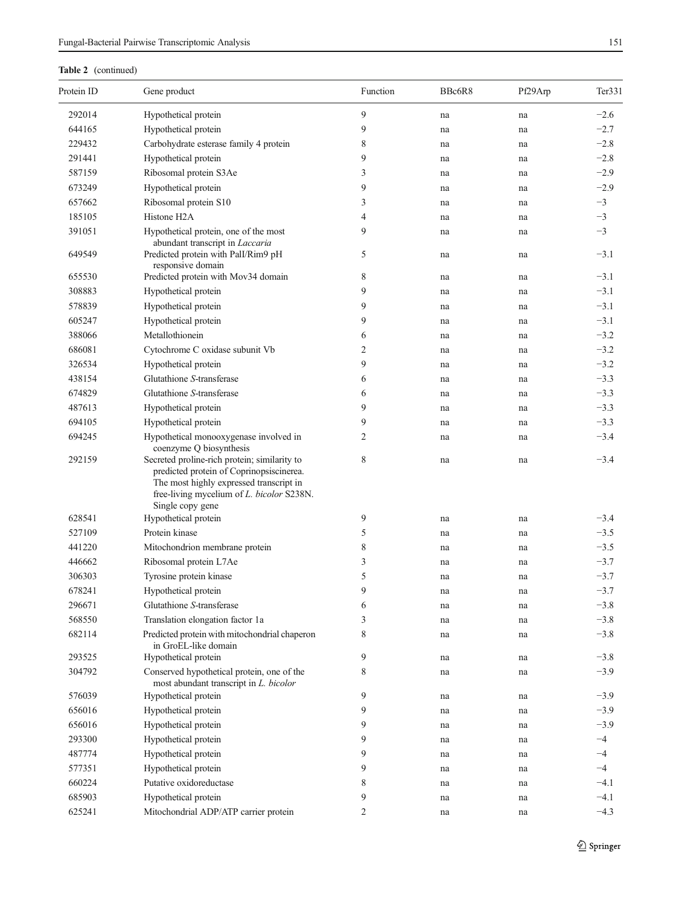**Table 2** (continued)

| Protein ID | Gene product | Function | BBc6R8 | Pf29Arp | Ter331 |
|---|---|---|---|---|---|
| 292014 | Hypothetical protein | 9 | na | na | −2.6 |
| 644165 | Hypothetical protein | 9 | na | na | −2.7 |
| 229432 | Carbohydrate esterase family 4 protein | 8 | na | na | −2.8 |
| 291441 | Hypothetical protein | 9 | na | na | −2.8 |
| 587159 | Ribosomal protein S3Ae | 3 | na | na | −2.9 |
| 673249 | Hypothetical protein | 9 | na | na | −2.9 |
| 657662 | Ribosomal protein S10 | 3 | na | na | −3 |
| 185105 | Histone H2A | 4 | na | na | −3 |
| 391051 | Hypothetical protein, one of the most abundant transcript in *Laccaria* | 9 | na | na | −3 |
| 649549 | Predicted protein with PalI/Rim9 pH responsive domain | 5 | na | na | −3.1 |
| 655530 | Predicted protein with Mov34 domain | 8 | na | na | −3.1 |
| 308883 | Hypothetical protein | 9 | na | na | −3.1 |
| 578839 | Hypothetical protein | 9 | na | na | −3.1 |
| 605247 | Hypothetical protein | 9 | na | na | −3.1 |
| 388066 | Metallothionein | 6 | na | na | −3.2 |
| 686081 | Cytochrome C oxidase subunit Vb | 2 | na | na | −3.2 |
| 326534 | Hypothetical protein | 9 | na | na | −3.2 |
| 438154 | Glutathione *S*-transferase | 6 | na | na | −3.3 |
| 674829 | Glutathione *S*-transferase | 6 | na | na | −3.3 |
| 487613 | Hypothetical protein | 9 | na | na | −3.3 |
| 694105 | Hypothetical protein | 9 | na | na | −3.3 |
| 694245 | Hypothetical monooxygenase involved in coenzyme Q biosynthesis | 2 | na | na | −3.4 |
| 292159 | Secreted proline-rich protein; similarity to predicted protein of Coprinopsiscinerea. The most highly expressed transcript in free-living mycelium of *L. bicolor* S238N. Single copy gene | 8 | na | na | −3.4 |
| 628541 | Hypothetical protein | 9 | na | na | −3.4 |
| 527109 | Protein kinase | 5 | na | na | −3.5 |
| 441220 | Mitochondrion membrane protein | 8 | na | na | −3.5 |
| 446662 | Ribosomal protein L7Ae | 3 | na | na | −3.7 |
| 306303 | Tyrosine protein kinase | 5 | na | na | −3.7 |
| 678241 | Hypothetical protein | 9 | na | na | −3.7 |
| 296671 | Glutathione *S*-transferase | 6 | na | na | −3.8 |
| 568550 | Translation elongation factor 1a | 3 | na | na | −3.8 |
| 682114 | Predicted protein with mitochondrial chaperon in GroEL-like domain | 8 | na | na | −3.8 |
| 293525 | Hypothetical protein | 9 | na | na | −3.8 |
| 304792 | Conserved hypothetical protein, one of the most abundant transcript in *L. bicolor* | 8 | na | na | −3.9 |
| 576039 | Hypothetical protein | 9 | na | na | −3.9 |
| 656016 | Hypothetical protein | 9 | na | na | −3.9 |
| 656016 | Hypothetical protein | 9 | na | na | −3.9 |
| 293300 | Hypothetical protein | 9 | na | na | −4 |
| 487774 | Hypothetical protein | 9 | na | na | −4 |
| 577351 | Hypothetical protein | 9 | na | na | −4 |
| 660224 | Putative oxidoreductase | 8 | na | na | −4.1 |
| 685903 | Hypothetical protein | 9 | na | na | −4.1 |
| 625241 | Mitochondrial ADP/ATP carrier protein | 2 | na | na | −4.3 |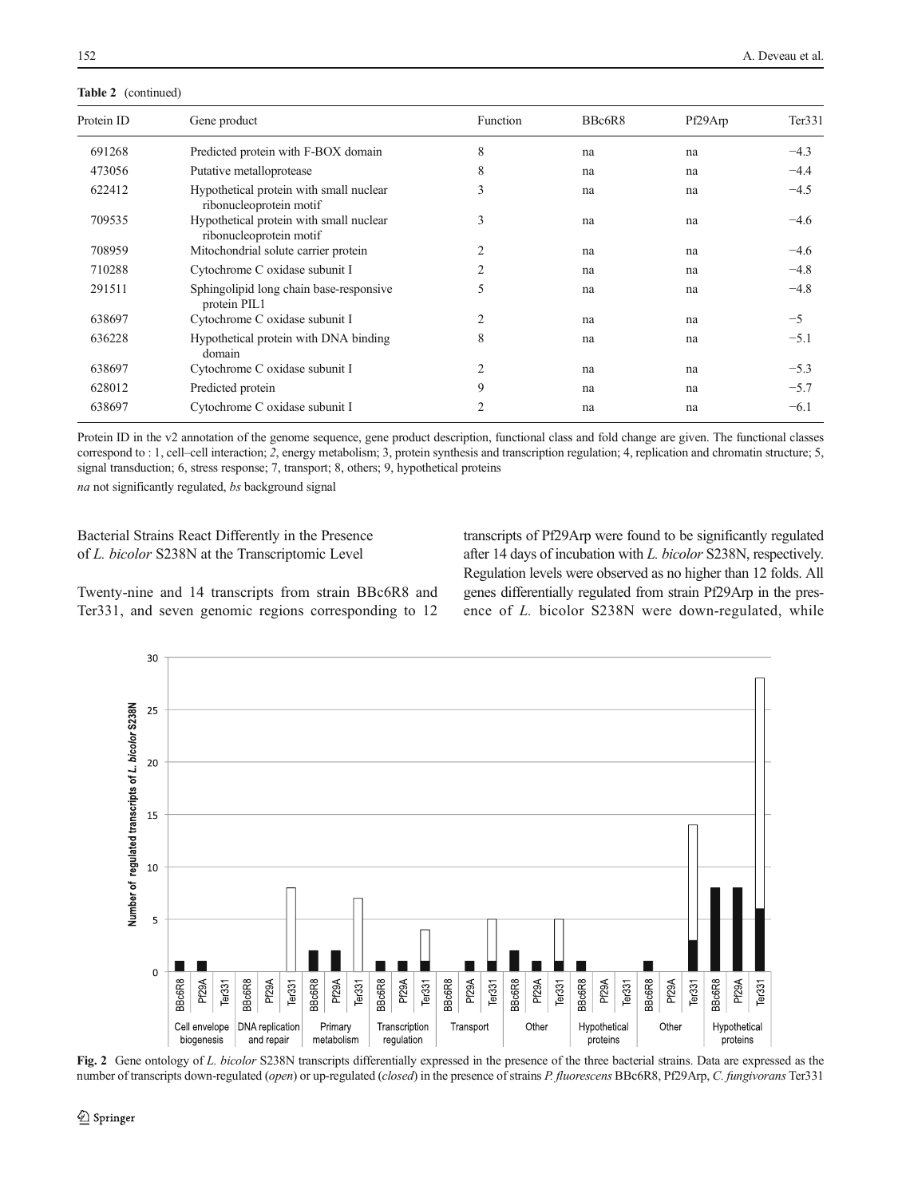**Table 2** (continued)

| Protein ID | Gene product | Function | BBc6R8 | Pf29Arp | Ter331 |
|---|---|---|---|---|---|
| 691268 | Predicted protein with F-BOX domain | 8 | na | na | −4.3 |
| 473056 | Putative metalloprotease | 8 | na | na | −4.4 |
| 622412 | Hypothetical protein with small nuclear ribonucleoprotein motif | 3 | na | na | −4.5 |
| 709535 | Hypothetical protein with small nuclear ribonucleoprotein motif | 3 | na | na | −4.6 |
| 708959 | Mitochondrial solute carrier protein | 2 | na | na | −4.6 |
| 710288 | Cytochrome C oxidase subunit I | 2 | na | na | −4.8 |
| 291511 | Sphingolipid long chain base-responsive protein PIL1 | 5 | na | na | −4.8 |
| 638697 | Cytochrome C oxidase subunit I | 2 | na | na | −5 |
| 636228 | Hypothetical protein with DNA binding domain | 8 | na | na | −5.1 |
| 638697 | Cytochrome C oxidase subunit I | 2 | na | na | −5.3 |
| 628012 | Predicted protein | 9 | na | na | −5.7 |
| 638697 | Cytochrome C oxidase subunit I | 2 | na | na | −6.1 |

Protein ID in the v2 annotation of the genome sequence, gene product description, functional class and fold change are given. The functional classes correspond to : 1, cell–cell interaction; *2*, energy metabolism; 3, protein synthesis and transcription regulation; 4, replication and chromatin structure; 5, signal transduction; 6, stress response; 7, transport; 8, others; 9, hypothetical proteins

*na* not significantly regulated, *bs* background signal

## Bacterial Strains React Differently in the Presence of *L. bicolor* S238N at the Transcriptomic Level

Twenty-nine and 14 transcripts from strain BBc6R8 and Ter331, and seven genomic regions corresponding to 12 transcripts of Pf29Arp were found to be significantly regulated after 14 days of incubation with *L. bicolor* S238N, respectively. Regulation levels were observed as no higher than 12 folds. All genes differentially regulated from strain Pf29Arp in the presence of L. bicolor S238N were down-regulated, while

**Fig. 2** Gene ontology of *L. bicolor* S238N transcripts differentially expressed in the presence of the three bacterial strains. Data are expressed as the number of transcripts down-regulated (*open*) or up-regulated (*closed*) in the presence of strains *P. fluorescens* BBc6R8, Pf29Arp, *C. fungivorans* Ter331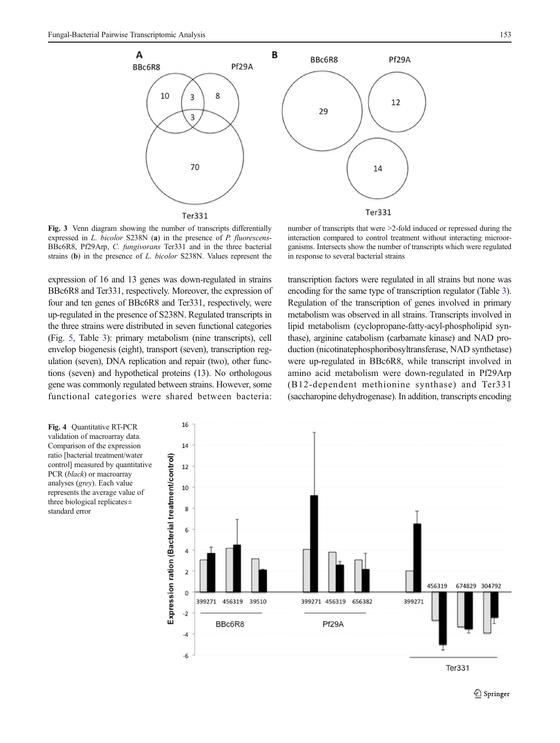**Fig. 3** Venn diagram showing the number of transcripts differentially expressed in *L. bicolor* S238N in the presence of *P. fluorescens*-BBc6R8, Pf29Arp, *C. fungivorans* Ter331 and in the three bacterial strains (**b**) in the presence of *L. bicolor* S238N. Values represent the number of transcripts that were >2-fold induced or repressed during the interaction compared to control treatment without interacting microorganisms. Intersects show the number of transcripts which were regulated in response to several bacterial strains

expression of 16 and 13 genes was down-regulated in strains BBc6R8 and Ter331, respectively. Moreover, the expression of four and ten genes of BBc6R8 and Ter331, respectively, were up-regulated in the presence of S238N. Regulated transcripts in the three strains were distributed in seven functional categories (Fig. 5, Table 3): primary metabolism (nine transcripts), cell envelop biogenesis (eight), transport (seven), transcription regulation (seven), DNA replication and repair (two), other functions (seven) and hypothetical proteins (13). No orthologous gene was commonly regulated between strains. However, some functional categories were shared between bacteria: transcription factors were regulated in all strains but none was encoding for the same type of transcription regulator (Table 3). Regulation of the transcription of genes involved in primary metabolism was observed in all strains. Transcripts involved in lipid metabolism (cyclopropane-fatty-acyl-phospholipid synthase), arginine catabolism (carbamate kinase) and NAD production (nicotinatephosphoribosyltransferase, NAD synthetase) were up-regulated in BBc6R8, while transcript involved in amino acid metabolism were down-regulated in Pf29Arp (B12-dependent methionine synthase) and Ter331 (saccharopine dehydrogenase). In addition, transcripts encoding

**Fig. 4** Quantitative RT-PCR validation of macroarray data. Comparison of the expression ratio [bacterial treatment/water control] measured by quantitative PCR (*black*) or macroarray analyses (*grey*). Each value represents the average value of three biological replicates± standard error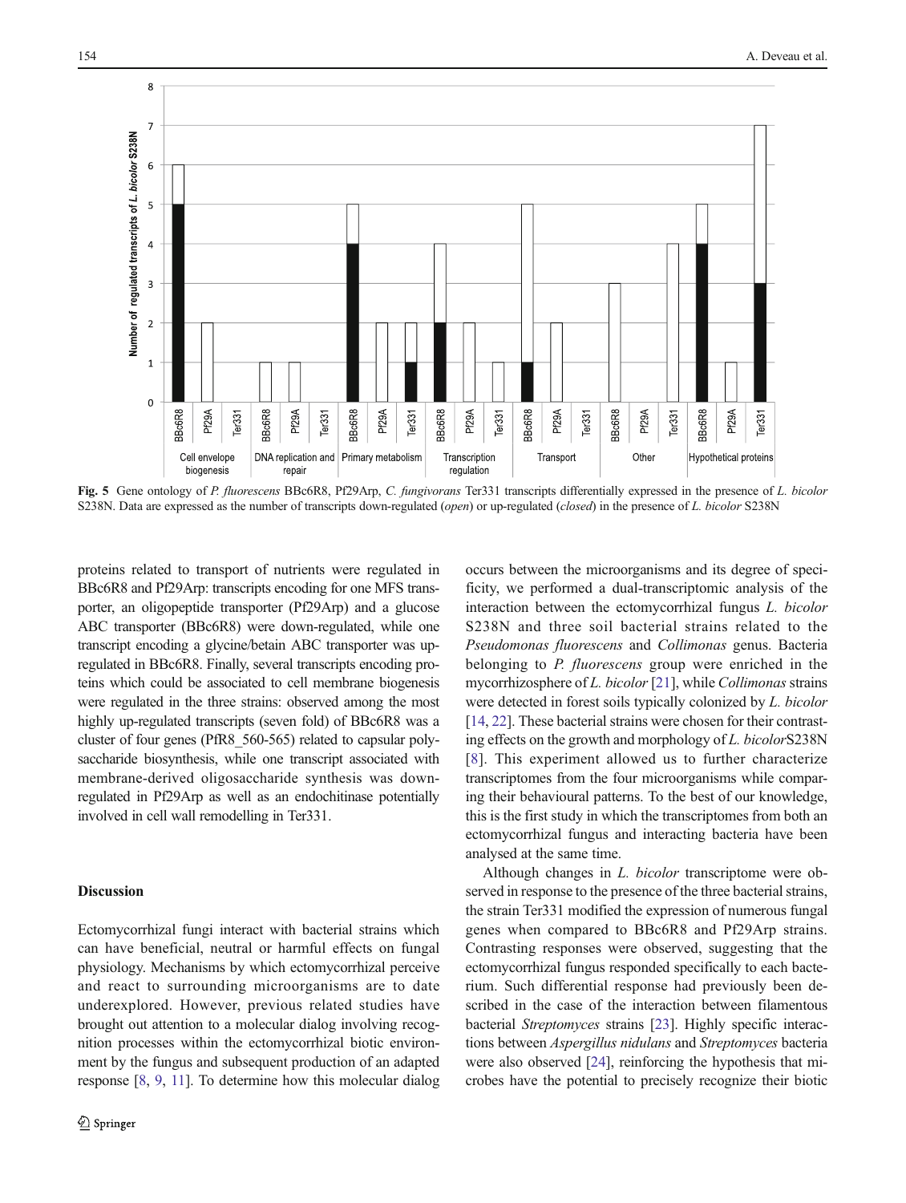Fig. 5 Gene ontology of *P. fluorescens* BBc6R8, Pf29Arp, *C. fungivorans* Ter331 transcripts differentially expressed in the presence of *L. bicolor* S238N. Data are expressed as the number of transcripts down-regulated (*open*) or up-regulated (*closed*) in the presence of *L. bicolor* S238N

proteins related to transport of nutrients were regulated in BBc6R8 and Pf29Arp: transcripts encoding for one MFS transporter, an oligopeptide transporter (Pf29Arp) and a glucose ABC transporter (BBc6R8) were down-regulated, while one transcript encoding a glycine/betain ABC transporter was up-regulated in BBc6R8. Finally, several transcripts encoding proteins which could be associated to cell membrane biogenesis were regulated in the three strains: observed among the most highly up-regulated transcripts (seven fold) of BBc6R8 was a cluster of four genes (PfR8_560-565) related to capsular polysaccharide biosynthesis, while one transcript associated with membrane-derived oligosaccharide synthesis was down-regulated in Pf29Arp as well as an endochitinase potentially involved in cell wall remodelling in Ter331.

## Discussion

Ectomycorrhizal fungi interact with bacterial strains which can have beneficial, neutral or harmful effects on fungal physiology. Mechanisms by which ectomycorrhizal perceive and react to surrounding microorganisms are to date underexplored. However, previous related studies have brought out attention to a molecular dialog involving recognition processes within the ectomycorrhizal biotic environment by the fungus and subsequent production of an adapted response [8, 9, 11]. To determine how this molecular dialog occurs between the microorganisms and its degree of specificity, we performed a dual-transcriptomic analysis of the interaction between the ectomycorrhizal fungus *L. bicolor* S238N and three soil bacterial strains related to the *Pseudomonas fluorescens* and *Collimonas* genus. Bacteria belonging to *P. fluorescens* group were enriched in the mycorrhizosphere of *L. bicolor* [21], while *Collimonas* strains were detected in forest soils typically colonized by *L. bicolor* [14, 22]. These bacterial strains were chosen for their contrasting effects on the growth and morphology of *L. bicolor*S238N [8]. This experiment allowed us to further characterize transcriptomes from the four microorganisms while comparing their behavioural patterns. To the best of our knowledge, this is the first study in which the transcriptomes from both an ectomycorrhizal fungus and interacting bacteria have been analysed at the same time.

Although changes in *L. bicolor* transcriptome were observed in response to the presence of the three bacterial strains, the strain Ter331 modified the expression of numerous fungal genes when compared to BBc6R8 and Pf29Arp strains. Contrasting responses were observed, suggesting that the ectomycorrhizal fungus responded specifically to each bacterium. Such differential response had previously been described in the case of the interaction between filamentous bacterial *Streptomyces* strains [23]. Highly specific interactions between *Aspergillus nidulans* and *Streptomyces* bacteria were also observed [24], reinforcing the hypothesis that microbes have the potential to precisely recognize their biotic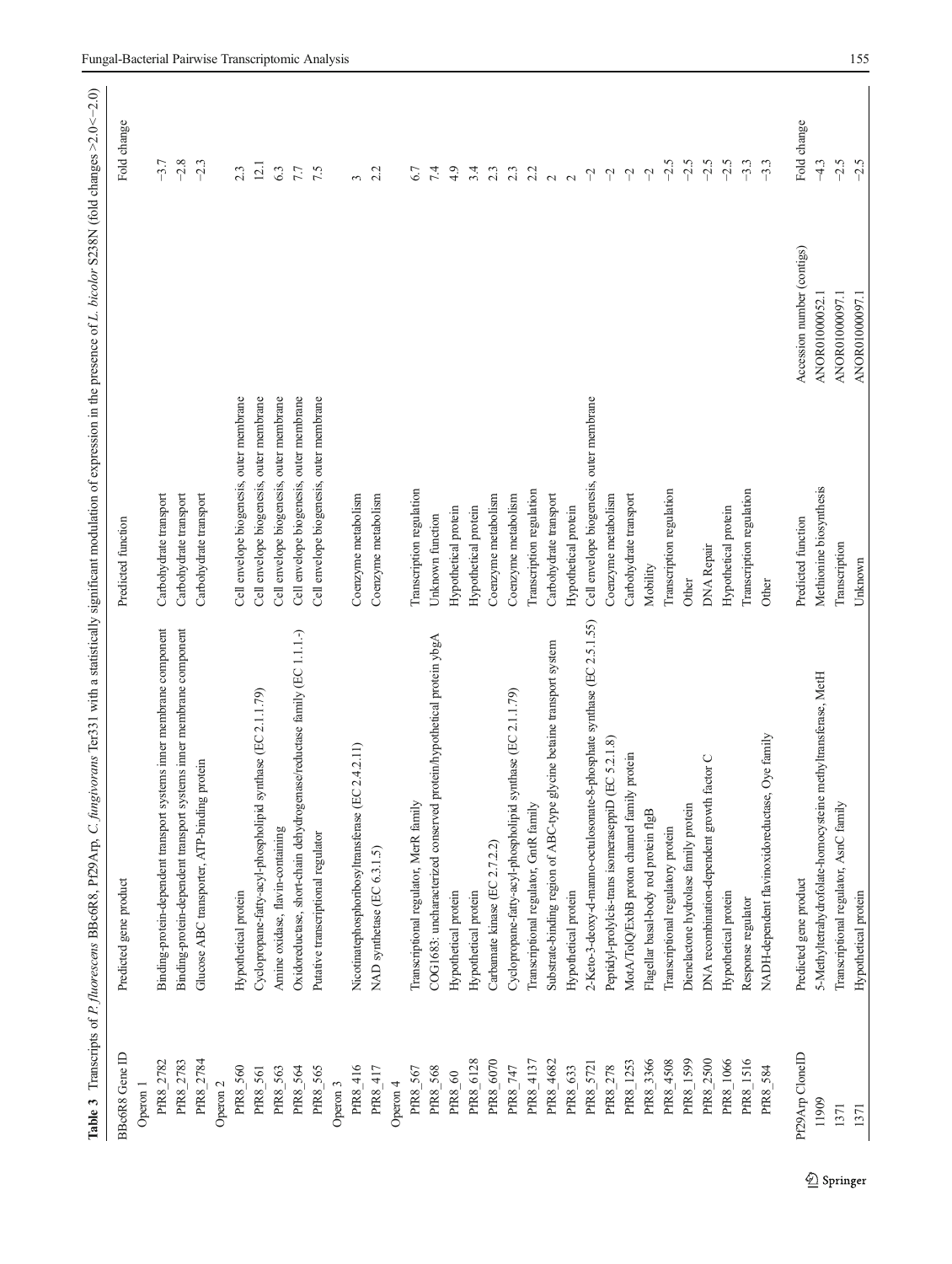**Table 3** Transcripts of *P. fluorescens* BBc6R8, Pf29Arp, *C. fungivorans* Ter331 with a statistically significant modulation of expression in the presence of *L. bicolor* S238N (fold changes >2.0<−2.0)

| BBc6R8 Gene ID | Predicted gene product | Predicted function | | Fold change |
|---|---|---|---|---|
| Operon 1 | | | | |
| PfR8_2782 | Binding-protein-dependent transport systems inner membrane component | Carbohydrate transport | | −3.7 |
| PfR8_2783 | Binding-protein-dependent transport systems inner membrane component | Carbohydrate transport | | −2.8 |
| PfR8_2784 | Glucose ABC transporter, ATP-binding protein | Carbohydrate transport | | −2.3 |
| Operon 2 | | | | |
| PfR8_560 | Hypothetical protein | Cell envelope biogenesis, outer membrane | | 2.3 |
| PfR8_561 | Cyclopropane-fatty-acyl-phospholipid synthase (EC 2.1.1.79) | Cell envelope biogenesis, outer membrane | | 12.1 |
| PfR8_563 | Amine oxidase, flavin-containing | Cell envelope biogenesis, outer membrane | | 6.3 |
| PfR8_564 | Oxidoreductase, short-chain dehydrogenase/reductase family (EC 1.1.1.-) | Cell envelope biogenesis, outer membrane | | 7.7 |
| PfR8_565 | Putative transcriptional regulator | Cell envelope biogenesis, outer membrane | | 7.5 |
| Operon 3 | | | | |
| PfR8_416 | Nicotinatephosphoribosyltransferase (EC 2.4.2.11) | Coenzyme metabolism | | 3 |
| PfR8_417 | NAD synthetase (EC 6.3.1.5) | Coenzyme metabolism | | 2.2 |
| Operon 4 | | | | |
| PfR8_567 | Transcriptional regulator, MerR family | Transcription regulation | | 6.7 |
| PfR8_568 | COG1683: uncharacterized conserved protein/hypothetical protein ybgA | Unknown function | | 7.4 |
| PfR8_60 | Hypothetical protein | Hypothetical protein | | 4.9 |
| PfR8_6128 | Hypothetical protein | Hypothetical protein | | 3.4 |
| PfR8_6070 | Carbamate kinase (EC 2.7.2.2) | Coenzyme metabolism | | 2.3 |
| PfR8_747 | Cyclopropane-fatty-acyl-phospholipid synthase (EC 2.1.1.79) | Coenzyme metabolism | | 2.3 |
| PfR8_4137 | Transcriptional regulator, GntR family | Transcription regulation | | 2.2 |
| PfR8_4682 | Substrate-binding region of ABC-type glycine betaine transport system | Carbohydrate transport | | 2 |
| PfR8_633 | Hypothetical protein | Hypothetical protein | | 2 |
| PfR8_5721 | 2-Keto-3-deoxy-d-manno-octulosonate-8-phosphate synthase (EC 2.5.1.55) | Cell envelope biogenesis, outer membrane | | −2 |
| PfR8_278 | Peptidyl-prolylcis-trans isomerasePpiD (EC 5.2.1.8) | Coenzyme metabolism | | −2 |
| PfR8_1253 | MotA/TolQ/ExbB proton channel family protein | Carbohydrate transport | | −2 |
| PfR8_3366 | Flagellar basal-body rod protein flgB | Mobility | | −2 |
| PfR8_4508 | Transcriptional regulatory protein | Transcription regulation | | −2.5 |
| PfR8_1599 | Dienelactone hydrolase family protein | Other | | −2.5 |
| PfR8_2500 | DNA recombination-dependent growth factor C | DNA Repair | | −2.5 |
| PfR8_1066 | Hypothetical protein | Hypothetical protein | | −2.5 |
| PfR8_1516 | Response regulator | Transcription regulation | | −3.3 |
| PfR8_584 | NADH-dependent flavinoxidoreductase, Oye family | Other | | −3.3 |
| Pf29Arp CloneID | Predicted gene product | Predicted function | Accession number (contigs) | Fold change |
| 11909 | 5-Methyltetrahydrofolate-homocysteine methyltransferase, MetH | Methionine biosynthesis | ANOR01000052.1 | −4.3 |
| 1371 | Transcriptional regulator, AsnC family | Transcription | ANOR01000097.1 | −2.5 |
| 1371 | Hypothetical protein | Unknown | ANOR01000097.1 | −2.5 |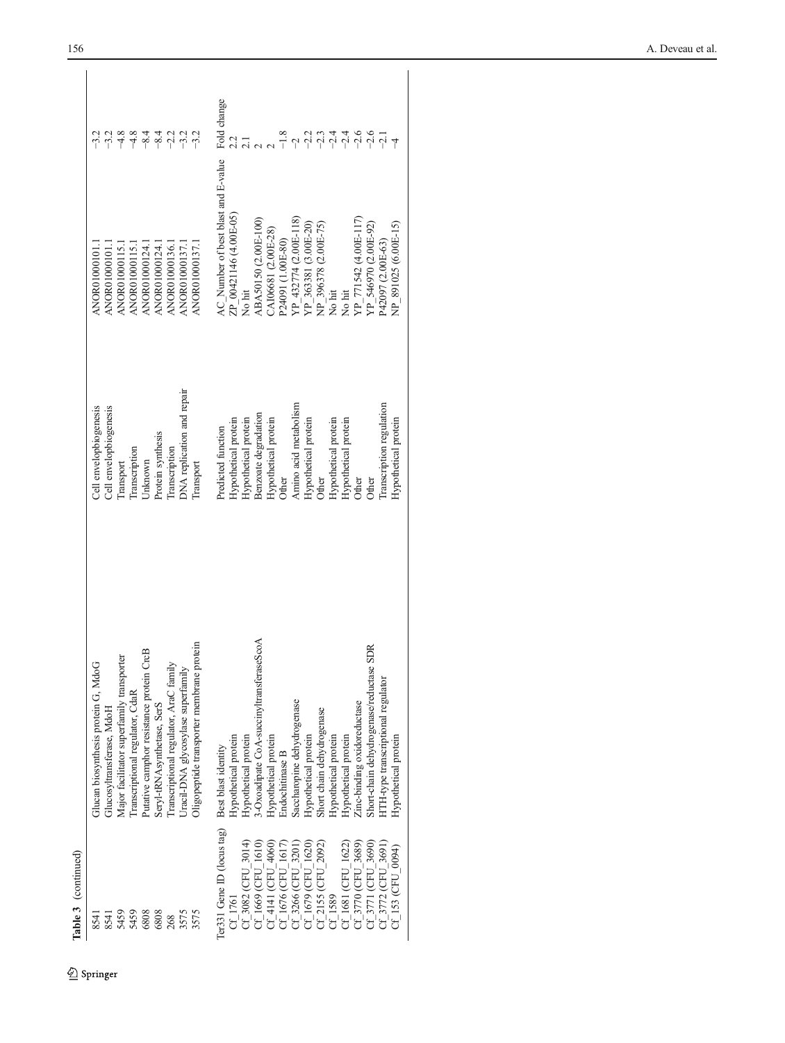**Table 3** (continued)

| | | | | |
|---|---|---|---|---|
| 8541 | Glucan biosynthesis protein G, MdoG | Cell envelopbiogenesis | ANOR01000101.1 | −3.2 |
| 8541 | Glucosyltransferase, MdoH | Cell envelopbiogenesis | ANOR01000101.1 | −3.2 |
| 5459 | Major facilitator superfamily transporter | Transport | ANOR01000115.1 | −4.8 |
| 5459 | Transcriptional regulator, CdaR | Transcription | ANOR01000115.1 | −4.8 |
| 6808 | Putative camphor resistance protein CrcB | Unknown | ANOR01000124.1 | −8.4 |
| 6808 | Seryl-tRNAsynthetase, SerS | Protein synthesis | ANOR01000124.1 | −8.4 |
| 268 | Transcriptional regulator, AraC family | Transcription | ANOR01000136.1 | −2.2 |
| 3575 | Uracil-DNA glycosylase superfamily | DNA replication and repair | ANOR01000137.1 | −3.2 |
| 3575 | Oligopeptide transporter membrane protein | Transport | ANOR01000137.1 | −3.2 |
| Ter331 Gene ID (locus tag) | Best blast identity | Predicted function | AC_Number of best blast and E-value | Fold change |
| Cf_1761 | Hypothetical protein | Hypothetical protein | ZP_00421146 (4.00E-05) | 2.2 |
| Cf_3082 (CFU_3014) | Hypothetical protein | Hypothetical protein | No hit | 2.1 |
| Cf_1669 (CFU_1610) | 3-Oxoadipate CoA-succinyltransferaseScoA | Benzoate degradation | ABA50150 (2.00E-100) | 2 |
| Cf_4141 (CFU_4060) | Hypothetical protein | Hypothetical protein | CAI06681 (2.00E-28) | 2 |
| Cf_1676 (CFU_1617) | Endochitinase B | Other | P24091 (1.00E-80) | −1.8 |
| Cf_3266 (CFU_3201) | Saccharopine dehydrogenase | Amino acid metabolism | YP_432774 (2.00E-118) | −2 |
| Cf_1679 (CFU_1620) | Hypothetical protein | Hypothetical protein | YP_363381 (3.00E-20) | −2.2 |
| Cf_2155 (CFU_2092) | Short chain dehydrogenase | Other | NP_396378 (2.00E-75) | −2.3 |
| Cf_1589 | Hypothetical protein | Hypothetical protein | No hit | −2.4 |
| Cf_1681 (CFU_1622) | Hypothetical protein | Hypothetical protein | No hit | −2.4 |
| Cf_3770 (CFU_3689) | Zinc-binding oxidoreductase | Other | YP_771542 (4.00E-117) | −2.6 |
| Cf_3771 (CFU_3690) | Short-chain dehydrogenase/reductase SDR | Other | YP_546970 (2.00E-92) | −2.6 |
| Cf_3772 (CFU_3691) | HTH-type transcriptional regulator | Transcription regulation | P42097 (2.00E-63) | −2.1 |
| Cf_153 (CFU_0094) | Hypothetical protein | Hypothetical protein | NP_891025 (6.00E-15) | −4 |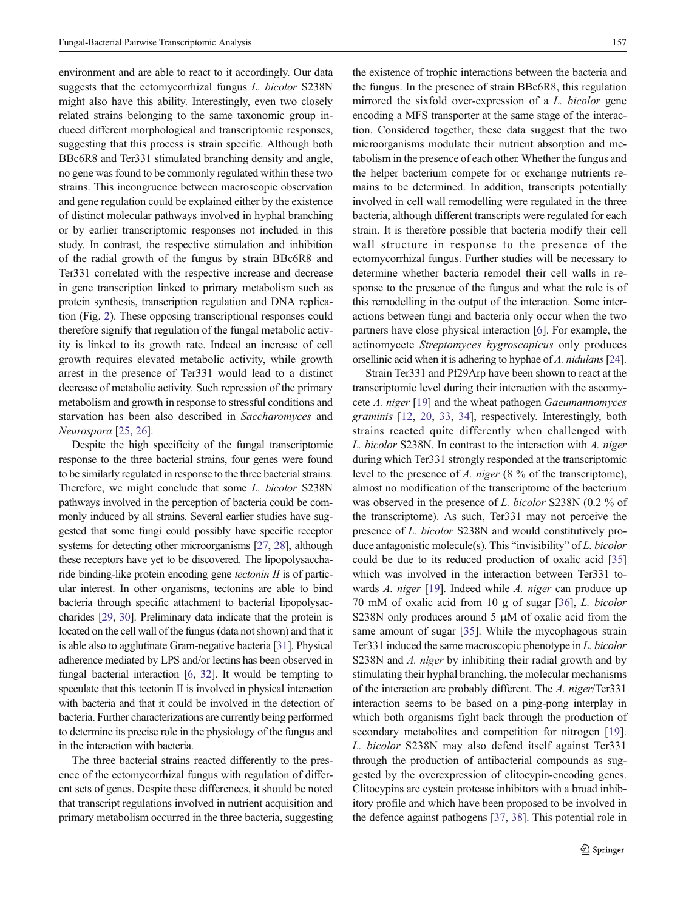environment and are able to react to it accordingly. Our data suggests that the ectomycorrhizal fungus *L. bicolor* S238N might also have this ability. Interestingly, even two closely related strains belonging to the same taxonomic group induced different morphological and transcriptomic responses, suggesting that this process is strain specific. Although both BBc6R8 and Ter331 stimulated branching density and angle, no gene was found to be commonly regulated within these two strains. This incongruence between macroscopic observation and gene regulation could be explained either by the existence of distinct molecular pathways involved in hyphal branching or by earlier transcriptomic responses not included in this study. In contrast, the respective stimulation and inhibition of the radial growth of the fungus by strain BBc6R8 and Ter331 correlated with the respective increase and decrease in gene transcription linked to primary metabolism such as protein synthesis, transcription regulation and DNA replication (Fig. 2). These opposing transcriptional responses could therefore signify that regulation of the fungal metabolic activity is linked to its growth rate. Indeed an increase of cell growth requires elevated metabolic activity, while growth arrest in the presence of Ter331 would lead to a distinct decrease of metabolic activity. Such repression of the primary metabolism and growth in response to stressful conditions and starvation has been also described in *Saccharomyces* and *Neurospora* [25, 26].

Despite the high specificity of the fungal transcriptomic response to the three bacterial strains, four genes were found to be similarly regulated in response to the three bacterial strains. Therefore, we might conclude that some *L. bicolor* S238N pathways involved in the perception of bacteria could be commonly induced by all strains. Several earlier studies have suggested that some fungi could possibly have specific receptor systems for detecting other microorganisms [27, 28], although these receptors have yet to be discovered. The lipopolysaccharide binding-like protein encoding gene *tectonin II* is of particular interest. In other organisms, tectonins are able to bind bacteria through specific attachment to bacterial lipopolysaccharides [29, 30]. Preliminary data indicate that the protein is located on the cell wall of the fungus (data not shown) and that it is able also to agglutinate Gram-negative bacteria [31]. Physical adherence mediated by LPS and/or lectins has been observed in fungal–bacterial interaction [6, 32]. It would be tempting to speculate that this tectonin II is involved in physical interaction with bacteria and that it could be involved in the detection of bacteria. Further characterizations are currently being performed to determine its precise role in the physiology of the fungus and in the interaction with bacteria.

The three bacterial strains reacted differently to the presence of the ectomycorrhizal fungus with regulation of different sets of genes. Despite these differences, it should be noted that transcript regulations involved in nutrient acquisition and primary metabolism occurred in the three bacteria, suggesting the existence of trophic interactions between the bacteria and the fungus. In the presence of strain BBc6R8, this regulation mirrored the sixfold over-expression of a *L. bicolor* gene encoding a MFS transporter at the same stage of the interaction. Considered together, these data suggest that the two microorganisms modulate their nutrient absorption and metabolism in the presence of each other. Whether the fungus and the helper bacterium compete for or exchange nutrients remains to be determined. In addition, transcripts potentially involved in cell wall remodelling were regulated in the three bacteria, although different transcripts were regulated for each strain. It is therefore possible that bacteria modify their cell wall structure in response to the presence of the ectomycorrhizal fungus. Further studies will be necessary to determine whether bacteria remodel their cell walls in response to the presence of the fungus and what the role is of this remodelling in the output of the interaction. Some interactions between fungi and bacteria only occur when the two partners have close physical interaction [6]. For example, the actinomycete *Streptomyces hygroscopicus* only produces orsellinic acid when it is adhering to hyphae of *A. nidulans* [24].

Strain Ter331 and Pf29Arp have been shown to react at the transcriptomic level during their interaction with the ascomycete *A. niger* [19] and the wheat pathogen *Gaeumannomyces graminis* [12, 20, 33, 34], respectively. Interestingly, both strains reacted quite differently when challenged with *L. bicolor* S238N. In contrast to the interaction with *A. niger* during which Ter331 strongly responded at the transcriptomic level to the presence of *A. niger* (8 % of the transcriptome), almost no modification of the transcriptome of the bacterium was observed in the presence of *L. bicolor* S238N (0.2 % of the transcriptome). As such, Ter331 may not perceive the presence of *L. bicolor* S238N and would constitutively produce antagonistic molecule(s). This "invisibility" of *L. bicolor* could be due to its reduced production of oxalic acid [35] which was involved in the interaction between Ter331 towards *A. niger* [19]. Indeed while *A. niger* can produce up 70 mM of oxalic acid from 10 g of sugar [36], *L. bicolor* S238N only produces around 5 μM of oxalic acid from the same amount of sugar [35]. While the mycophagous strain Ter331 induced the same macroscopic phenotype in *L. bicolor* S238N and *A. niger* by inhibiting their radial growth and by stimulating their hyphal branching, the molecular mechanisms of the interaction are probably different. The *A. niger*/Ter331 interaction seems to be based on a ping-pong interplay in which both organisms fight back through the production of secondary metabolites and competition for nitrogen [19]. *L. bicolor* S238N may also defend itself against Ter331 through the production of antibacterial compounds as suggested by the overexpression of clitocypin-encoding genes. Clitocypins are cystein protease inhibitors with a broad inhibitory profile and which have been proposed to be involved in the defence against pathogens [37, 38]. This potential role in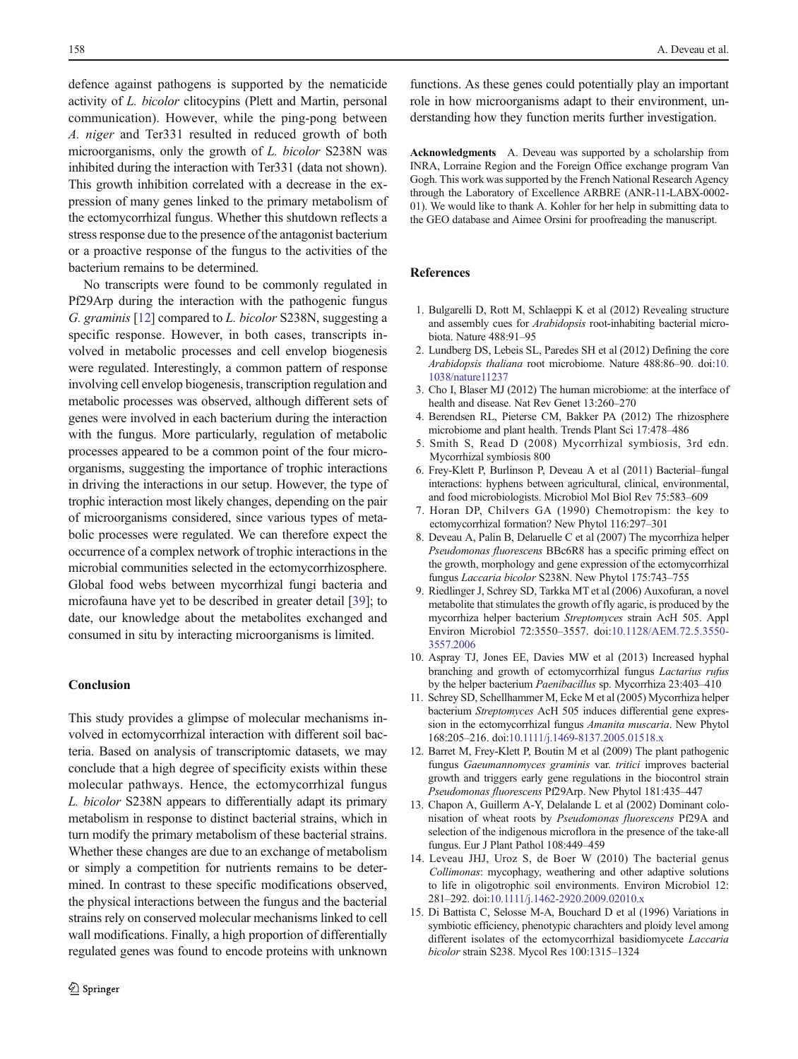defence against pathogens is supported by the nematicide activity of *L. bicolor* clitocypins (Plett and Martin, personal communication). However, while the ping-pong between *A. niger* and Ter331 resulted in reduced growth of both microorganisms, only the growth of *L. bicolor* S238N was inhibited during the interaction with Ter331 (data not shown). This growth inhibition correlated with a decrease in the expression of many genes linked to the primary metabolism of the ectomycorrhizal fungus. Whether this shutdown reflects a stress response due to the presence of the antagonist bacterium or a proactive response of the fungus to the activities of the bacterium remains to be determined.

No transcripts were found to be commonly regulated in Pf29Arp during the interaction with the pathogenic fungus *G. graminis* [12] compared to *L. bicolor* S238N, suggesting a specific response. However, in both cases, transcripts involved in metabolic processes and cell envelop biogenesis were regulated. Interestingly, a common pattern of response involving cell envelop biogenesis, transcription regulation and metabolic processes was observed, although different sets of genes were involved in each bacterium during the interaction with the fungus. More particularly, regulation of metabolic processes appeared to be a common point of the four microorganisms, suggesting the importance of trophic interactions in driving the interactions in our setup. However, the type of trophic interaction most likely changes, depending on the pair of microorganisms considered, since various types of metabolic processes were regulated. We can therefore expect the occurrence of a complex network of trophic interactions in the microbial communities selected in the ectomycorrhizosphere. Global food webs between mycorrhizal fungi bacteria and microfauna have yet to be described in greater detail [39]; to date, our knowledge about the metabolites exchanged and consumed in situ by interacting microorganisms is limited.

## Conclusion

This study provides a glimpse of molecular mechanisms involved in ectomycorrhizal interaction with different soil bacteria. Based on analysis of transcriptomic datasets, we may conclude that a high degree of specificity exists within these molecular pathways. Hence, the ectomycorrhizal fungus *L. bicolor* S238N appears to differentially adapt its primary metabolism in response to distinct bacterial strains, which in turn modify the primary metabolism of these bacterial strains. Whether these changes are due to an exchange of metabolism or simply a competition for nutrients remains to be determined. In contrast to these specific modifications observed, the physical interactions between the fungus and the bacterial strains rely on conserved molecular mechanisms linked to cell wall modifications. Finally, a high proportion of differentially regulated genes was found to encode proteins with unknown functions. As these genes could potentially play an important role in how microorganisms adapt to their environment, understanding how they function merits further investigation.

**Acknowledgments** A. Deveau was supported by a scholarship from INRA, Lorraine Region and the Foreign Office exchange program Van Gogh. This work was supported by the French National Research Agency through the Laboratory of Excellence ARBRE (ANR-11-LABX-0002-01). We would like to thank A. Kohler for her help in submitting data to the GEO database and Aimee Orsini for proofreading the manuscript.

## References

1. Bulgarelli D, Rott M, Schlaeppi K et al (2012) Revealing structure and assembly cues for *Arabidopsis* root-inhabiting bacterial microbiota. Nature 488:91–95
2. Lundberg DS, Lebeis SL, Paredes SH et al (2012) Defining the core *Arabidopsis thaliana* root microbiome. Nature 488:86–90. doi:10.1038/nature11237
3. Cho I, Blaser MJ (2012) The human microbiome: at the interface of health and disease. Nat Rev Genet 13:260–270
4. Berendsen RL, Pieterse CM, Bakker PA (2012) The rhizosphere microbiome and plant health. Trends Plant Sci 17:478–486
5. Smith S, Read D (2008) Mycorrhizal symbiosis, 3rd edn. Mycorrhizal symbiosis 800
6. Frey-Klett P, Burlinson P, Deveau A et al (2011) Bacterial–fungal interactions: hyphens between agricultural, clinical, environmental, and food microbiologists. Microbiol Mol Biol Rev 75:583–609
7. Horan DP, Chilvers GA (1990) Chemotropism: the key to ectomycorrhizal formation? New Phytol 116:297–301
8. Deveau A, Palin B, Delaruelle C et al (2007) The mycorrhiza helper *Pseudomonas fluorescens* BBc6R8 has a specific priming effect on the growth, morphology and gene expression of the ectomycorrhizal fungus *Laccaria bicolor* S238N. New Phytol 175:743–755
9. Riedlinger J, Schrey SD, Tarkka MT et al (2006) Auxofuran, a novel metabolite that stimulates the growth of fly agaric, is produced by the mycorrhiza helper bacterium *Streptomyces* strain AcH 505. Appl Environ Microbiol 72:3550–3557. doi:10.1128/AEM.72.5.3550-3557.2006
10. Aspray TJ, Jones EE, Davies MW et al (2013) Increased hyphal branching and growth of ectomycorrhizal fungus *Lactarius rufus* by the helper bacterium *Paenibacillus* sp. Mycorrhiza 23:403–410
11. Schrey SD, Schellhammer M, Ecke M et al (2005) Mycorrhiza helper bacterium *Streptomyces* AcH 505 induces differential gene expression in the ectomycorrhizal fungus *Amanita muscaria*. New Phytol 168:205–216. doi:10.1111/j.1469-8137.2005.01518.x
12. Barret M, Frey-Klett P, Boutin M et al (2009) The plant pathogenic fungus *Gaeumannomyces graminis* var. *tritici* improves bacterial growth and triggers early gene regulations in the biocontrol strain *Pseudomonas fluorescens* Pf29Arp. New Phytol 181:435–447
13. Chapon A, Guillerm A-Y, Delalande L et al (2002) Dominant colonisation of wheat roots by *Pseudomonas fluorescens* Pf29A and selection of the indigenous microflora in the presence of the take-all fungus. Eur J Plant Pathol 108:449–459
14. Leveau JHJ, Uroz S, de Boer W (2010) The bacterial genus *Collimonas*: mycophagy, weathering and other adaptive solutions to life in oligotrophic soil environments. Environ Microbiol 12: 281–292. doi:10.1111/j.1462-2920.2009.02010.x
15. Di Battista C, Selosse M-A, Bouchard D et al (1996) Variations in symbiotic efficiency, phenotypic charachters and ploidy level among different isolates of the ectomycorrhizal basidiomycete *Laccaria bicolor* strain S238. Mycol Res 100:1315–1324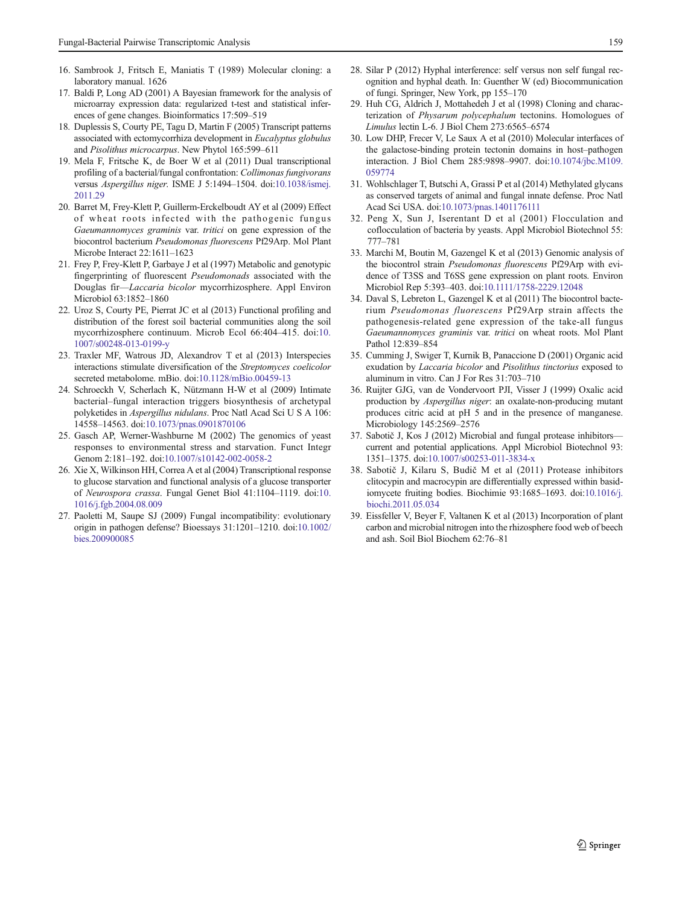16. Sambrook J, Fritsch E, Maniatis T (1989) Molecular cloning: a laboratory manual. 1626
17. Baldi P, Long AD (2001) A Bayesian framework for the analysis of microarray expression data: regularized t-test and statistical inferences of gene changes. Bioinformatics 17:509–519
18. Duplessis S, Courty PE, Tagu D, Martin F (2005) Transcript patterns associated with ectomycorrhiza development in *Eucalyptus globulus* and *Pisolithus microcarpus*. New Phytol 165:599–611
19. Mela F, Fritsche K, de Boer W et al (2011) Dual transcriptional profiling of a bacterial/fungal confrontation: *Collimonas fungivorans* versus *Aspergillus niger*. ISME J 5:1494–1504. doi:10.1038/ismej.2011.29
20. Barret M, Frey-Klett P, Guillerm-Erckelboudt AY et al (2009) Effect of wheat roots infected with the pathogenic fungus *Gaeumannomyces graminis* var. *tritici* on gene expression of the biocontrol bacterium *Pseudomonas fluorescens* Pf29Arp. Mol Plant Microbe Interact 22:1611–1623
21. Frey P, Frey-Klett P, Garbaye J et al (1997) Metabolic and genotypic fingerprinting of fluorescent *Pseudomonads* associated with the Douglas fir—*Laccaria bicolor* mycorrhizosphere. Appl Environ Microbiol 63:1852–1860
22. Uroz S, Courty PE, Pierrat JC et al (2013) Functional profiling and distribution of the forest soil bacterial communities along the soil mycorrhizosphere continuum. Microb Ecol 66:404–415. doi:10.1007/s00248-013-0199-y
23. Traxler MF, Watrous JD, Alexandrov T et al (2013) Interspecies interactions stimulate diversification of the *Streptomyces coelicolor* secreted metabolome. mBio. doi:10.1128/mBio.00459-13
24. Schroeckh V, Scherlach K, Nützmann H-W et al (2009) Intimate bacterial–fungal interaction triggers biosynthesis of archetypal polyketides in *Aspergillus nidulans*. Proc Natl Acad Sci U S A 106: 14558–14563. doi:10.1073/pnas.0901870106
25. Gasch AP, Werner-Washburne M (2002) The genomics of yeast responses to environmental stress and starvation. Funct Integr Genom 2:181–192. doi:10.1007/s10142-002-0058-2
26. Xie X, Wilkinson HH, Correa A et al (2004) Transcriptional response to glucose starvation and functional analysis of a glucose transporter of *Neurospora crassa*. Fungal Genet Biol 41:1104–1119. doi:10.1016/j.fgb.2004.08.009
27. Paoletti M, Saupe SJ (2009) Fungal incompatibility: evolutionary origin in pathogen defense? Bioessays 31:1201–1210. doi:10.1002/bies.200900085
28. Silar P (2012) Hyphal interference: self versus non self fungal recognition and hyphal death. In: Guenther W (ed) Biocommunication of fungi. Springer, New York, pp 155–170
29. Huh CG, Aldrich J, Mottahedeh J et al (1998) Cloning and characterization of *Physarum polycephalum* tectonins. Homologues of *Limulus* lectin L-6. J Biol Chem 273:6565–6574
30. Low DHP, Frecer V, Le Saux A et al (2010) Molecular interfaces of the galactose-binding protein tectonin domains in host–pathogen interaction. J Biol Chem 285:9898–9907. doi:10.1074/jbc.M109.059774
31. Wohlschlager T, Butschi A, Grassi P et al (2014) Methylated glycans as conserved targets of animal and fungal innate defense. Proc Natl Acad Sci USA. doi:10.1073/pnas.1401176111
32. Peng X, Sun J, Iserentant D et al (2001) Flocculation and coflocculation of bacteria by yeasts. Appl Microbiol Biotechnol 55: 777–781
33. Marchi M, Boutin M, Gazengel K et al (2013) Genomic analysis of the biocontrol strain *Pseudomonas fluorescens* Pf29Arp with evidence of T3SS and T6SS gene expression on plant roots. Environ Microbiol Rep 5:393–403. doi:10.1111/1758-2229.12048
34. Daval S, Lebreton L, Gazengel K et al (2011) The biocontrol bacterium *Pseudomonas fluorescens* Pf29Arp strain affects the pathogenesis-related gene expression of the take-all fungus *Gaeumannomyces graminis* var. *tritici* on wheat roots. Mol Plant Pathol 12:839–854
35. Cumming J, Swiger T, Kurnik B, Panaccione D (2001) Organic acid exudation by *Laccaria bicolor* and *Pisolithus tinctorius* exposed to aluminum in vitro. Can J For Res 31:703–710
36. Ruijter GJG, van de Vondervoort PJI, Visser J (1999) Oxalic acid production by *Aspergillus niger*: an oxalate-non-producing mutant produces citric acid at pH 5 and in the presence of manganese. Microbiology 145:2569–2576
37. Sabotič J, Kos J (2012) Microbial and fungal protease inhibitors—current and potential applications. Appl Microbiol Biotechnol 93: 1351–1375. doi:10.1007/s00253-011-3834-x
38. Sabotič J, Kilaru S, Budič M et al (2011) Protease inhibitors clitocypin and macrocypin are differentially expressed within basidiomycete fruiting bodies. Biochimie 93:1685–1693. doi:10.1016/j.biochi.2011.05.034
39. Eissfeller V, Beyer F, Valtanen K et al (2013) Incorporation of plant carbon and microbial nitrogen into the rhizosphere food web of beech and ash. Soil Biol Biochem 62:76–81